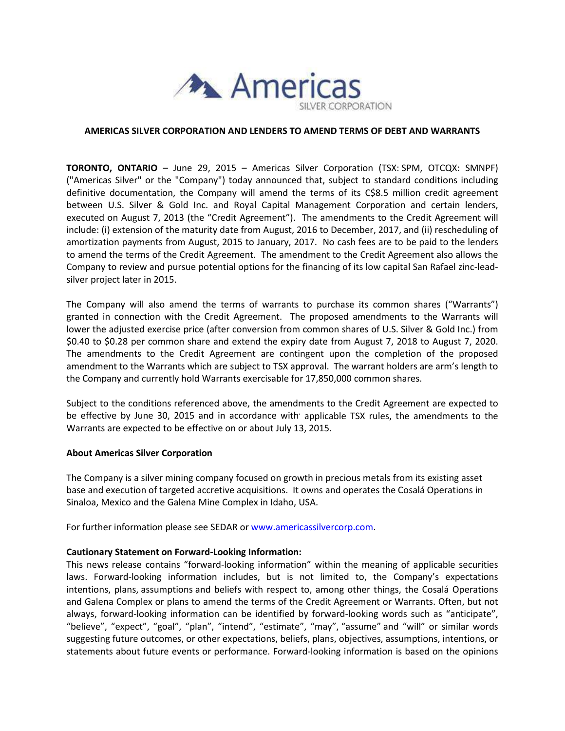Americas SILVER CORPORATION

## AMERICAS SILVER CORPORATION AND LENDERS TO AMEND TERMS OF DEBT AND WARRANTS

**TORONTO, ONTARIO** – June 29, 2015 – Americas Silver Corporation (TSX: SPM, OTCQX: SMNPF) ("Americas Silver" or the "Company") today announced that, subject to standard conditions including definitive documentation, the Company will amend the terms of its C$8.5 million credit agreement between U.S. Silver & Gold Inc. and Royal Capital Management Corporation and certain lenders, executed on August 7, 2013 (the "Credit Agreement"). The amendments to the Credit Agreement will include: (i) extension of the maturity date from August, 2016 to December, 2017, and (ii) rescheduling of amortization payments from August, 2015 to January, 2017. No cash fees are to be paid to the lenders to amend the terms of the Credit Agreement. The amendment to the Credit Agreement also allows the Company to review and pursue potential options for the financing of its low capital San Rafael zinc-lead-silver project later in 2015.

The Company will also amend the terms of warrants to purchase its common shares ("Warrants") granted in connection with the Credit Agreement. The proposed amendments to the Warrants will lower the adjusted exercise price (after conversion from common shares of U.S. Silver & Gold Inc.) from $0.40 to $0.28 per common share and extend the expiry date from August 7, 2018 to August 7, 2020. The amendments to the Credit Agreement are contingent upon the completion of the proposed amendment to the Warrants which are subject to TSX approval. The warrant holders are arm's length to the Company and currently hold Warrants exercisable for 17,850,000 common shares.

Subject to the conditions referenced above, the amendments to the Credit Agreement are expected to be effective by June 30, 2015 and in accordance with applicable TSX rules, the amendments to the Warrants are expected to be effective on or about July 13, 2015.

**About Americas Silver Corporation**

The Company is a silver mining company focused on growth in precious metals from its existing asset base and execution of targeted accretive acquisitions. It owns and operates the Cosalá Operations in Sinaloa, Mexico and the Galena Mine Complex in Idaho, USA.

For further information please see SEDAR or www.americassilvercorp.com.

**Cautionary Statement on Forward-Looking Information:**

This news release contains "forward-looking information" within the meaning of applicable securities laws. Forward-looking information includes, but is not limited to, the Company's expectations intentions, plans, assumptions and beliefs with respect to, among other things, the Cosalá Operations and Galena Complex or plans to amend the terms of the Credit Agreement or Warrants. Often, but not always, forward-looking information can be identified by forward-looking words such as "anticipate", "believe", "expect", "goal", "plan", "intend", "estimate", "may", "assume" and "will" or similar words suggesting future outcomes, or other expectations, beliefs, plans, objectives, assumptions, intentions, or statements about future events or performance. Forward-looking information is based on the opinions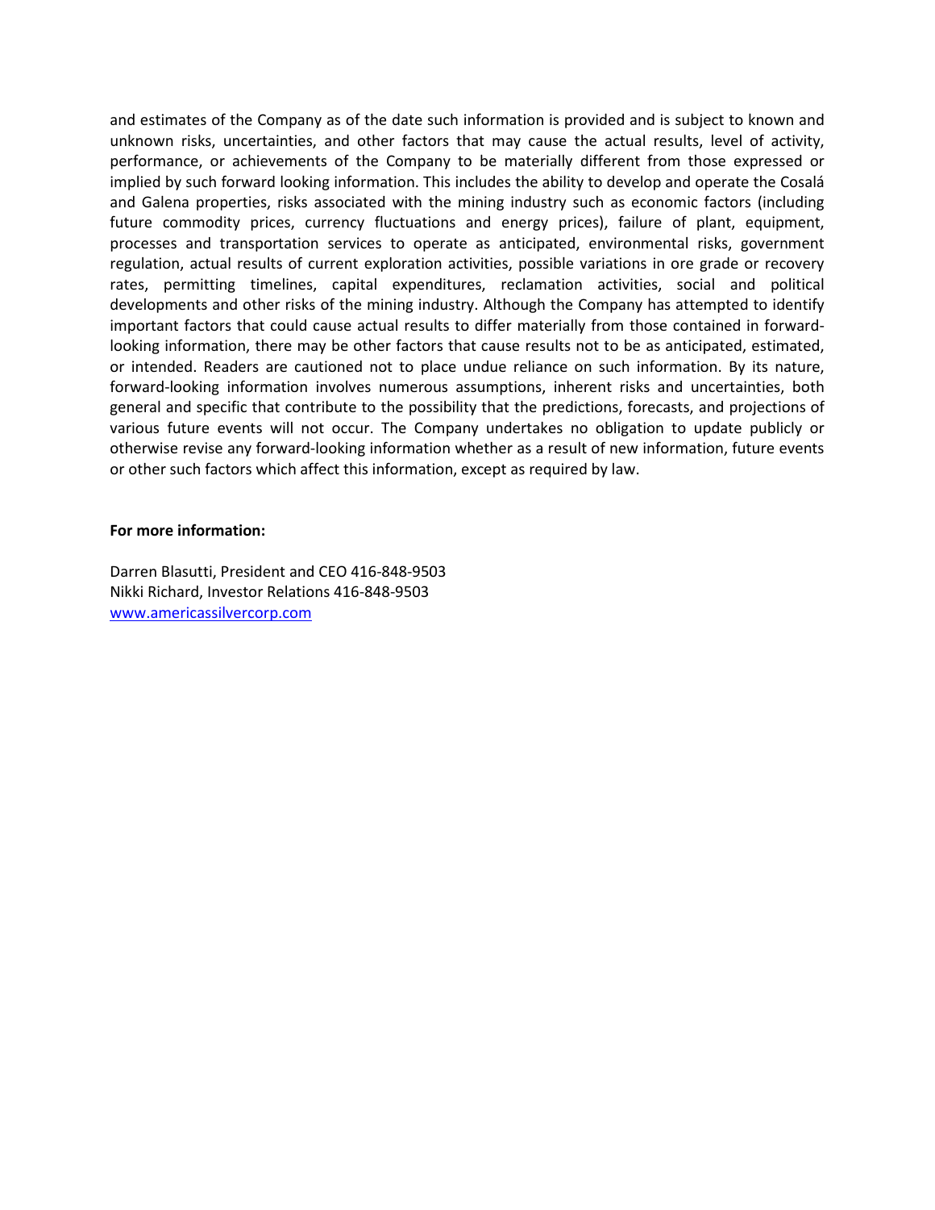and estimates of the Company as of the date such information is provided and is subject to known and unknown risks, uncertainties, and other factors that may cause the actual results, level of activity, performance, or achievements of the Company to be materially different from those expressed or implied by such forward looking information. This includes the ability to develop and operate the Cosalá and Galena properties, risks associated with the mining industry such as economic factors (including future commodity prices, currency fluctuations and energy prices), failure of plant, equipment, processes and transportation services to operate as anticipated, environmental risks, government regulation, actual results of current exploration activities, possible variations in ore grade or recovery rates, permitting timelines, capital expenditures, reclamation activities, social and political developments and other risks of the mining industry. Although the Company has attempted to identify important factors that could cause actual results to differ materially from those contained in forward-looking information, there may be other factors that cause results not to be as anticipated, estimated, or intended. Readers are cautioned not to place undue reliance on such information. By its nature, forward-looking information involves numerous assumptions, inherent risks and uncertainties, both general and specific that contribute to the possibility that the predictions, forecasts, and projections of various future events will not occur. The Company undertakes no obligation to update publicly or otherwise revise any forward-looking information whether as a result of new information, future events or other such factors which affect this information, except as required by law.

**For more information:**

Darren Blasutti, President and CEO 416-848-9503
Nikki Richard, Investor Relations 416-848-9503
www.americassilvercorp.com